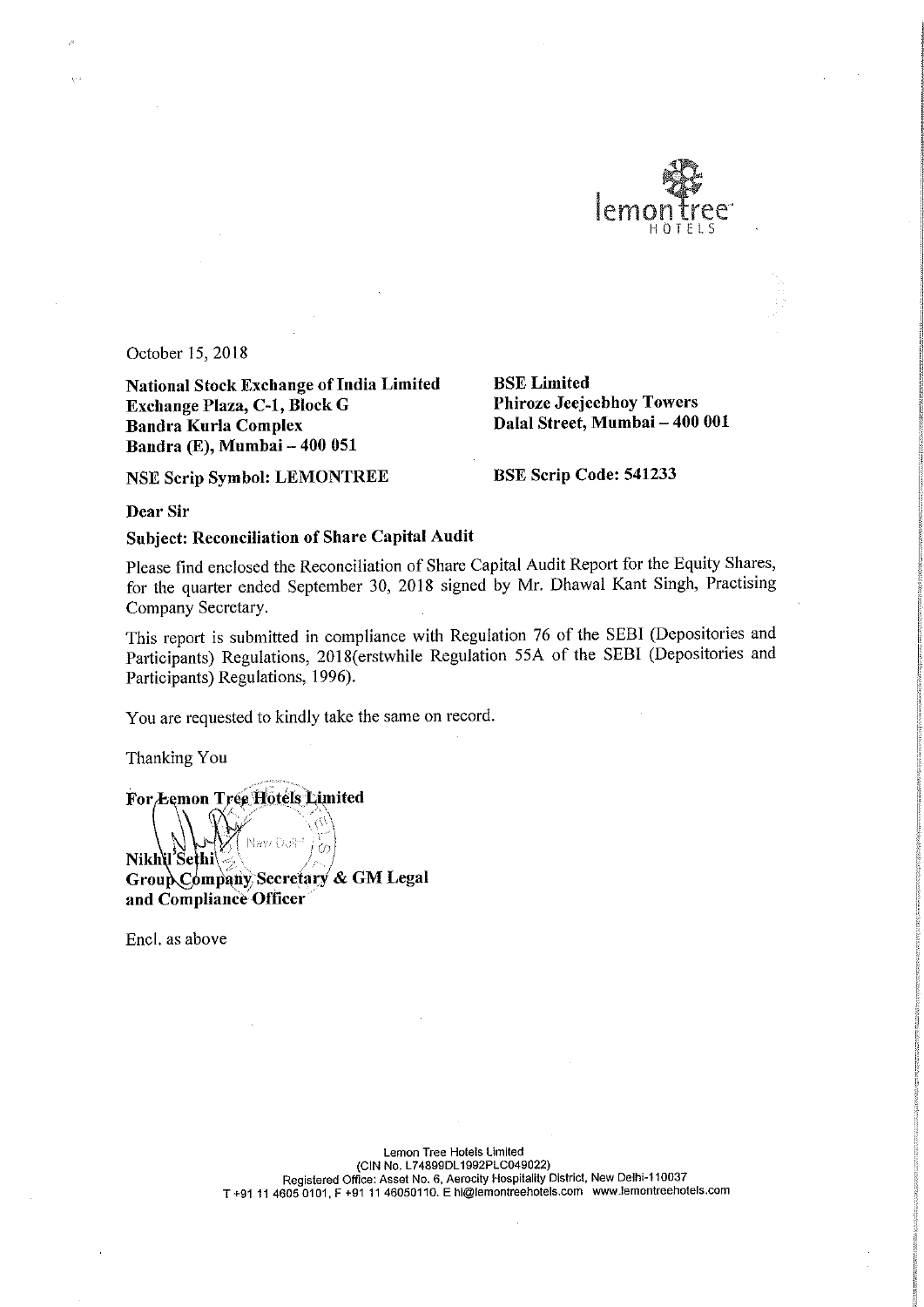October 15, 2018

**National Stock Exchange of India Limited**
**Exchange Plaza, C-1, Block G**
**Bandra Kurla Complex**
**Bandra (E), Mumbai – 400 051**

**BSE Limited**
**Phiroze Jeejeebhoy Towers**
**Dalal Street, Mumbai – 400 001**

**NSE Scrip Symbol: LEMONTREE**

**BSE Scrip Code: 541233**

**Dear Sir**

**Subject: Reconciliation of Share Capital Audit**

Please find enclosed the Reconciliation of Share Capital Audit Report for the Equity Shares, for the quarter ended September 30, 2018 signed by Mr. Dhawal Kant Singh, Practising Company Secretary.

This report is submitted in compliance with Regulation 76 of the SEBI (Depositories and Participants) Regulations, 2018(erstwhile Regulation 55A of the SEBI (Depositories and Participants) Regulations, 1996).

You are requested to kindly take the same on record.

Thanking You

**For Lemon Tree Hotels Limited**

**Nikhil Sethi**
**Group Company Secretary & GM Legal**
**and Compliance Officer**

Encl. as above

Lemon Tree Hotels Limited
(CIN No. L74899DL1992PLC049022)
Registered Office: Asset No. 6, Aerocity Hospitality District, New Delhi-110037
T +91 11 4605 0101, F +91 11 46050110. E hi@lemontreehotels.com www.lemontreehotels.com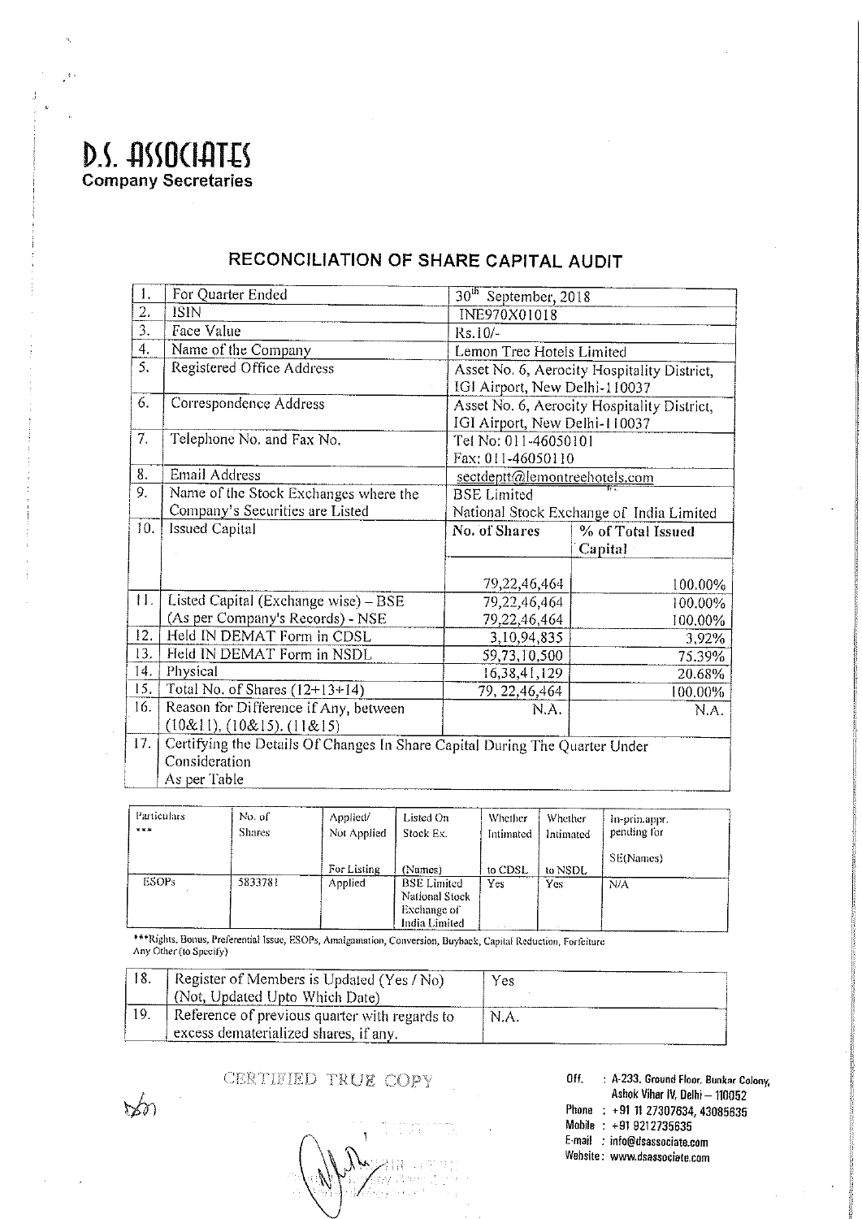**D.S. ASSOCIATES**
**Company Secretaries**

## RECONCILIATION OF SHARE CAPITAL AUDIT

| | | | |
|---|---|---|---|
| 1. | For Quarter Ended | 30th September, 2018 | |
| 2. | ISIN | INE970X01018 | |
| 3. | Face Value | Rs.10/- | |
| 4. | Name of the Company | Lemon Tree Hotels Limited | |
| 5. | Registered Office Address | Asset No. 6, Aerocity Hospitality District, IGI Airport, New Delhi-110037 | |
| 6. | Correspondence Address | Asset No. 6, Aerocity Hospitality District, IGI Airport, New Delhi-110037 | |
| 7. | Telephone No. and Fax No. | Tel No: 011-46050101<br>Fax: 011-46050110 | |
| 8. | Email Address | sectdeptt@lemontreehotels.com | |
| 9. | Name of the Stock Exchanges where the Company's Securities are Listed | BSE Limited<br>National Stock Exchange of India Limited | |
| 10. | Issued Capital | No. of Shares | % of Total Issued Capital |
| | | 79,22,46,464 | 100.00% |
| 11. | Listed Capital (Exchange wise) – BSE | 79,22,46,464 | 100.00% |
| | (As per Company's Records) - NSE | 79,22,46,464 | 100.00% |
| 12. | Held IN DEMAT Form in CDSL | 3,10,94,835 | 3.92% |
| 13. | Held IN DEMAT Form in NSDL | 59,73,10,500 | 75.39% |
| 14. | Physical | 16,38,41,129 | 20.68% |
| 15. | Total No. of Shares (12+13+14) | 79, 22,46,464 | 100.00% |
| 16. | Reason for Difference if Any, between (10&11), (10&15), (11&15) | N.A. | N.A. |
| 17. | Certifying the Details Of Changes In Share Capital During The Quarter Under Consideration<br>As per Table | | |

| Particulars *** | No. of Shares | Applied/ Not Applied For Listing | Listed On Stock Ex. (Names) | Whether Intimated to CDSL | Whether Intimated to NSDL | In-prin.appr. pending for SE(Names) |
|---|---|---|---|---|---|---|
| ESOPs | 5833781 | Applied | BSE Limited<br>National Stock Exchange of India Limited | Yes | Yes | N/A |

***Rights, Bonus, Preferential Issue, ESOPs, Amalgamation, Conversion, Buyback, Capital Reduction, Forfeiture Any Other (to Specify)

| | | |
|---|---|---|
| 18. | Register of Members is Updated (Yes / No) (Not, Updated Upto Which Date) | Yes |
| 19. | Reference of previous quarter with regards to excess dematerialized shares, if any. | N.A. |

CERTIFIED TRUE COPY

Off. : A-233, Ground Floor, Bunkar Colony, Ashok Vihar IV, Delhi – 110052
Phone : +91 11 27307634, 43085635
Mobile : +91 9212735635
E-mail : info@dsassociate.com
Website : www.dsassociate.com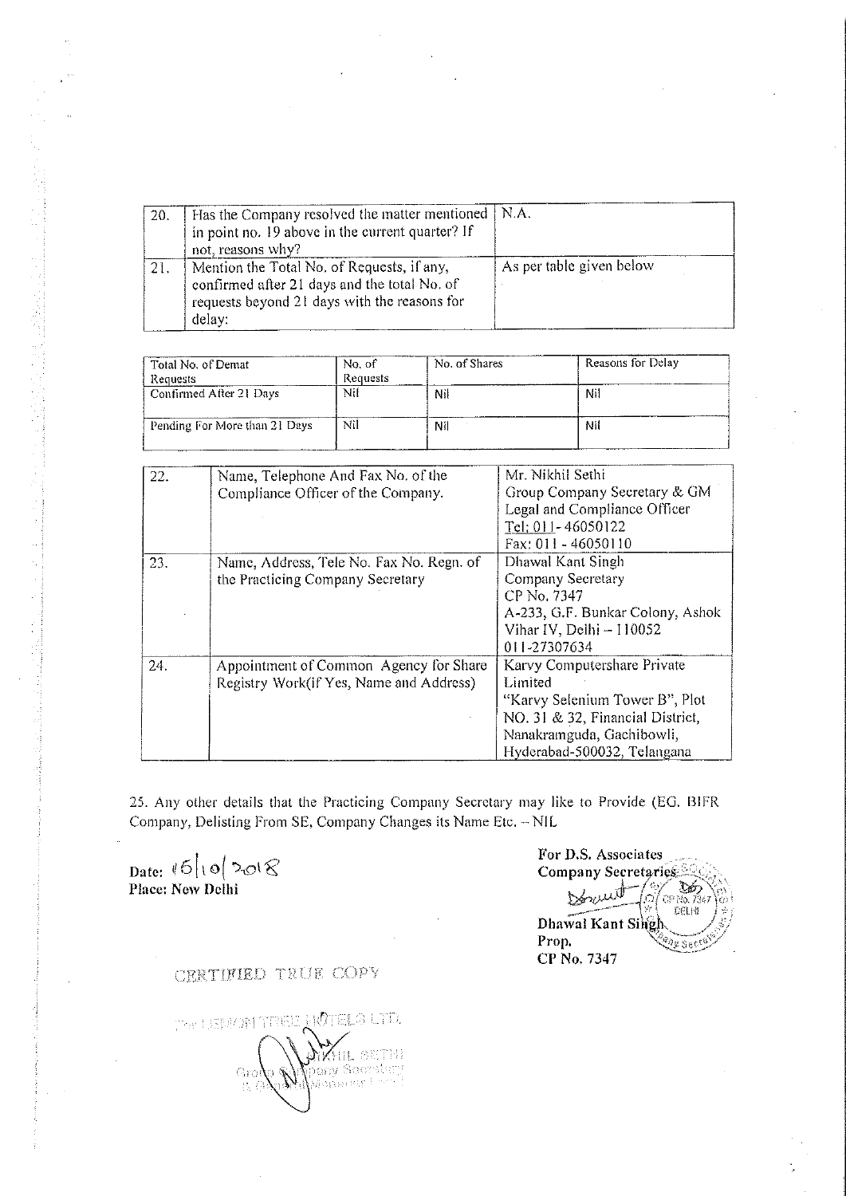| | | |
|---|---|---|
| 20. | Has the Company resolved the matter mentioned in point no. 19 above in the current quarter? If not, reasons why? | N.A. |
| 21. | Mention the Total No. of Requests, if any, confirmed after 21 days and the total No. of requests beyond 21 days with the reasons for delay: | As per table given below |

| Total No. of Demat Requests | No. of Requests | No. of Shares | Reasons for Delay |
|---|---|---|---|
| Confirmed After 21 Days | Nil | Nil | Nil |
| Pending For More than 21 Days | Nil | Nil | Nil |

| | | |
|---|---|---|
| 22. | Name, Telephone And Fax No. of the Compliance Officer of the Company. | Mr. Nikhil Sethi<br>Group Company Secretary & GM Legal and Compliance Officer<br>Tel: 011- 46050122<br>Fax: 011 - 46050110 |
| 23. | Name, Address, Tele No. Fax No. Regn. of the Practicing Company Secretary | Dhawal Kant Singh<br>Company Secretary<br>CP No. 7347<br>A-233, G.F. Bunkar Colony, Ashok Vihar IV, Delhi – 110052<br>011-27307634 |
| 24. | Appointment of Common Agency for Share Registry Work(if Yes, Name and Address) | Karvy Computershare Private Limited<br>"Karvy Selenium Tower B", Plot NO. 31 & 32, Financial District, Nanakramguda, Gachibowli, Hyderabad-500032, Telangana |

25. Any other details that the Practicing Company Secretary may like to Provide (EG. BIFR Company, Delisting From SE, Company Changes its Name Etc. – NIL

Date: 15/10/2018
**Place: New Delhi**

**For D.S. Associates**
**Company Secretaries**

**Dhawal Kant Singh**
**Prop.**
**CP No. 7347**

CERTIFIED TRUE COPY

THE LEMON TREE HOTELS LTD.

NIKHIL SETHI
Group Company Secretary
& General Manager Legal